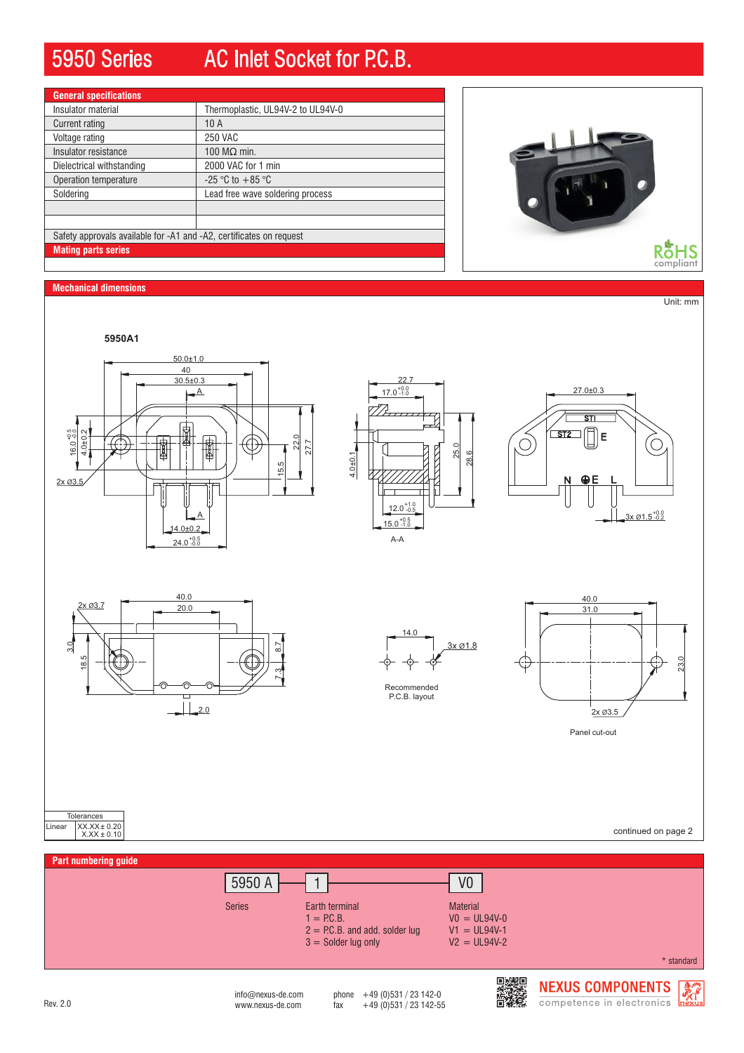# 5950 Series AC Inlet Socket for P.C.B.

## General specifications

| General specifications | |
|---|---|
| Insulator material | Thermoplastic, UL94V-2 to UL94V-0 |
| Current rating | 10 A |
| Voltage rating | 250 VAC |
| Insulator resistance | 100 MΩ min. |
| Dielectrical withstanding | 2000 VAC for 1 min |
| Operation temperature | -25 °C to +85 °C |
| Soldering | Lead free wave soldering process |
| | |
| | |

Safety approvals available for -A1 and -A2, certificates on request

**Mating parts series**

RoHS compliant

## Mechanical dimensions

Unit: mm

**5950A1**

50.0±1.0, 40, 30.5±0.3, A, 16.0 $^{+0.5}_{-0.0}$, 4.0±0.2, 2x ø3.5, 22.0, 27.7, 15.5, A, 14.0±0.2, 24.0 $^{+0.5}_{-0.0}$

22.7, 17.0 $^{+0.0}_{-1.0}$, 4.0±0.1, 25.0, 28.6, 12.0 $^{+1.0}_{-0.5}$, 15.0 $^{+0.5}_{-1.0}$, A-A

27.0±0.3, STI, ST2, E, N, E, L, 3x ø1.5 $^{+0.0}_{-0.2}$

40.0, 20.0, 2x ø3.7, 3.0, 18.5, 8.7, 7.3, 2.0

14.0, 3x ø1.8

Recommended P.C.B. layout

40.0, 31.0, 23.0, 2x ø3.5

Panel cut-out

| Tolerances | |
|---|---|
| Linear | XX.XX± 0.20<br>X.XX ± 0.10 |

continued on page 2

## Part numbering guide

| 5950 A | 1 | V0 |
|---|---|---|
| Series | Earth terminal<br>1 = P.C.B.<br>2 = P.C.B. and add. solder lug<br>3 = Solder lug only | Material<br>V0 = UL94V-0<br>V1 = UL94V-1<br>V2 = UL94V-2 |

\* standard

Rev. 2.0

info@nexus-de.com
www.nexus-de.com

phone +49 (0)531 / 23 142-0
fax +49 (0)531 / 23 142-55

NEXUS COMPONENTS
competence in electronics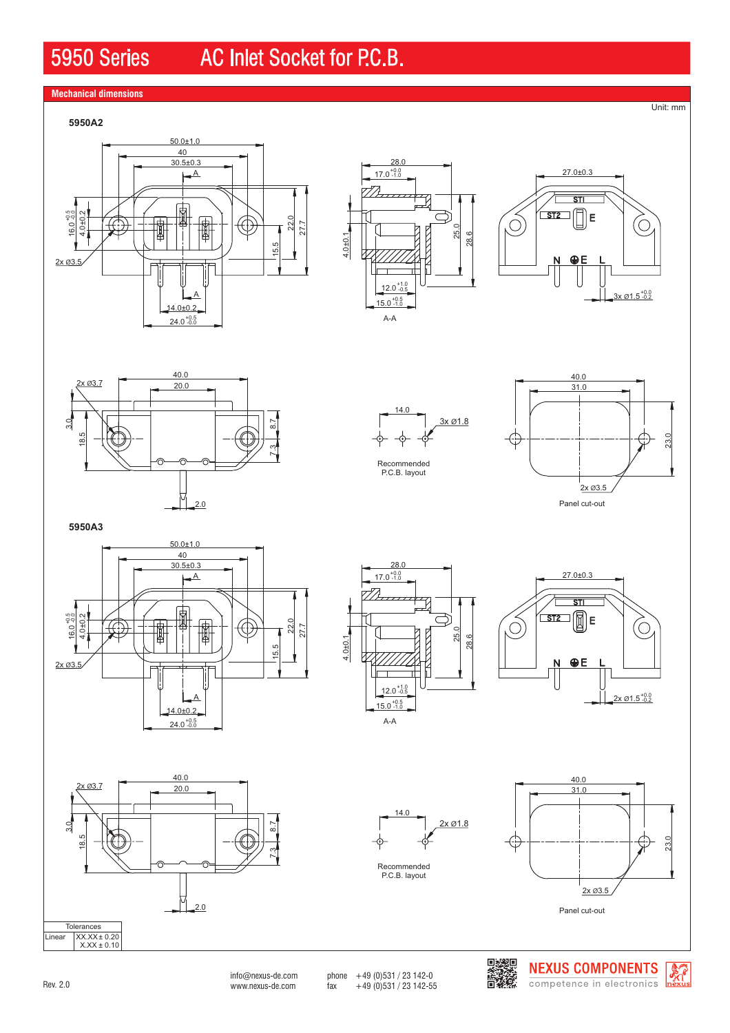# 5950 Series AC Inlet Socket for P.C.B.

## Mechanical dimensions

Unit: mm

### 5950A2

50.0±1.0
40
30.5±0.3
A
16.0 +0.5 -0.0
4.0±0.2
2x ø3.5
22.0
27.7
15.5
A
14.0±0.2
24.0 +0.5 -0.0

28.0
17.0 +0.0 -1.0
4.0±0.1
25.0
28.6
12.0 +1.0 -0.5
15.0 +0.5 -1.0
A-A

27.0±0.3
STI
ST2
E
N ⊕E L
3x ø1.5 +0.0 -0.2

2x ø3.7
40.0
20.0
3.0
18.5
8.7
7.3
2.0

14.0
3x ø1.8
Recommended P.C.B. layout

40.0
31.0
23.0
2x ø3.5
Panel cut-out

### 5950A3

50.0±1.0
40
30.5±0.3
A
16.0 +0.5 -0.0
4.0±0.2
2x ø3.5
22.0
27.7
15.5
A
14.0±0.2
24.0 +0.5 -0.0

28.0
17.0 +0.0 -1.0
4.0±0.1
25.0
28.6
12.0 +1.0 -0.5
15.0 +0.5 -1.0
A-A

27.0±0.3
STI
ST2
E
N ⊕E L
2x ø1.5 +0.0 -0.2

2x ø3.7
40.0
20.0
3.0
18.5
8.7
7.3
2.0

14.0
2x ø1.8
Recommended P.C.B. layout

40.0
31.0
23.0
2x ø3.5
Panel cut-out

| Tolerances | |
|---|---|
| Linear | XX.XX ± 0.20 |
| | X.XX ± 0.10 |

Rev. 2.0

info@nexus-de.com
www.nexus-de.com

phone +49 (0)531 / 23 142-0
fax +49 (0)531 / 23 142-55

NEXUS COMPONENTS
competence in electronics